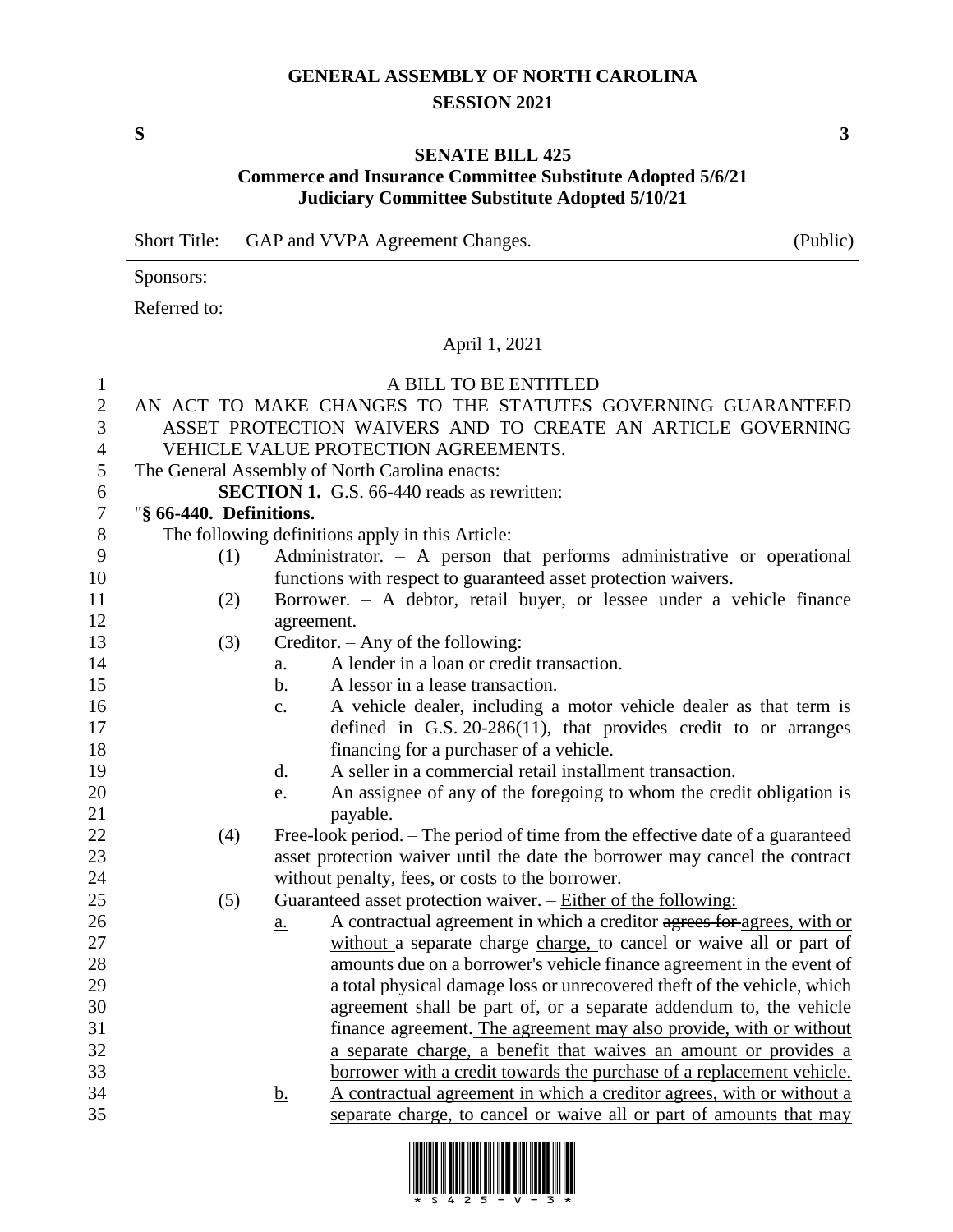# GENERAL ASSEMBLY OF NORTH CAROLINA
## SESSION 2021

**S** **3**

## SENATE BILL 425
### Commerce and Insurance Committee Substitute Adopted 5/6/21
### Judiciary Committee Substitute Adopted 5/10/21

Short Title: GAP and VVPA Agreement Changes. (Public)

Sponsors:

Referred to:

April 1, 2021

A BILL TO BE ENTITLED

AN ACT TO MAKE CHANGES TO THE STATUTES GOVERNING GUARANTEED ASSET PROTECTION WAIVERS AND TO CREATE AN ARTICLE GOVERNING VEHICLE VALUE PROTECTION AGREEMENTS.

The General Assembly of North Carolina enacts:

**SECTION 1.** G.S. 66-440 reads as rewritten:

"**§ 66-440. Definitions.**

The following definitions apply in this Article:

(1) Administrator. – A person that performs administrative or operational functions with respect to guaranteed asset protection waivers.

(2) Borrower. – A debtor, retail buyer, or lessee under a vehicle finance agreement.

(3) Creditor. – Any of the following:

a. A lender in a loan or credit transaction.

b. A lessor in a lease transaction.

c. A vehicle dealer, including a motor vehicle dealer as that term is defined in G.S. 20-286(11), that provides credit to or arranges financing for a purchaser of a vehicle.

d. A seller in a commercial retail installment transaction.

e. An assignee of any of the foregoing to whom the credit obligation is payable.

(4) Free-look period. – The period of time from the effective date of a guaranteed asset protection waiver until the date the borrower may cancel the contract without penalty, fees, or costs to the borrower.

(5) Guaranteed asset protection waiver. – <u>Either of the following:</u>

<u>a.</u> A contractual agreement in which a creditor ~~agrees for~~ <u>agrees, with or without</u> a separate ~~charge~~ <u>charge,</u> to cancel or waive all or part of amounts due on a borrower's vehicle finance agreement in the event of a total physical damage loss or unrecovered theft of the vehicle, which agreement shall be part of, or a separate addendum to, the vehicle finance agreement. <u>The agreement may also provide, with or without a separate charge, a benefit that waives an amount or provides a borrower with a credit towards the purchase of a replacement vehicle.</u>

<u>b.</u> <u>A contractual agreement in which a creditor agrees, with or without a separate charge, to cancel or waive all or part of amounts that may</u>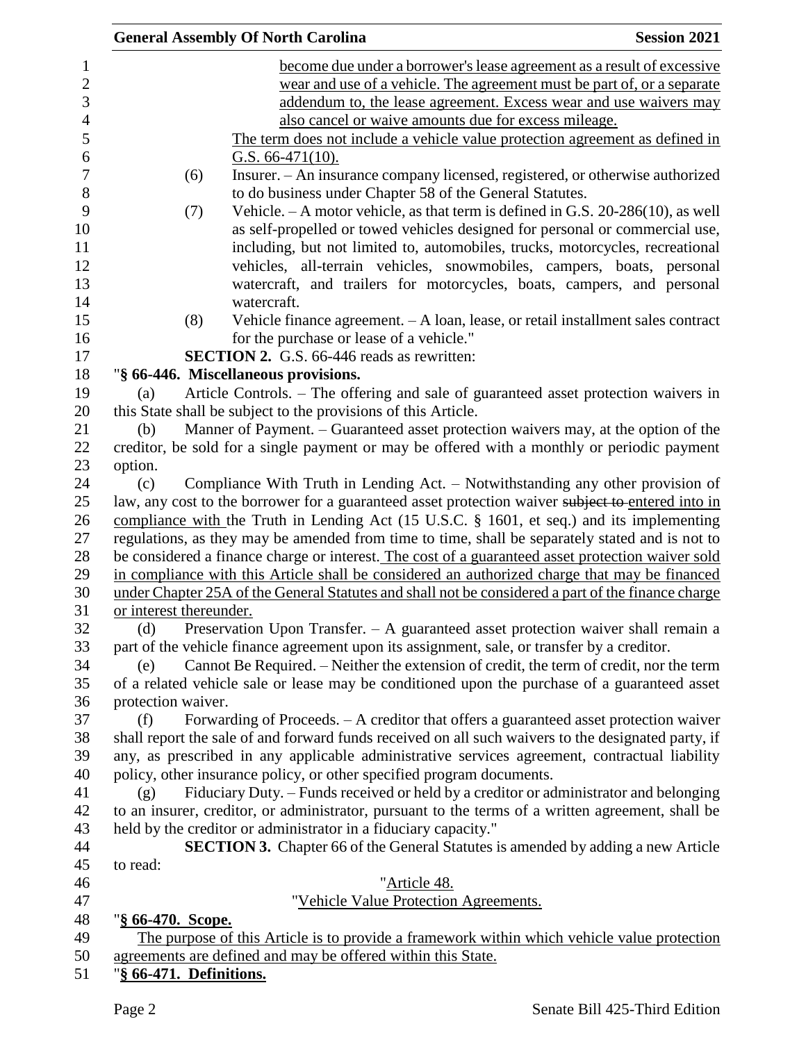become due under a borrower's lease agreement as a result of excessive wear and use of a vehicle. The agreement must be part of, or a separate addendum to, the lease agreement. Excess wear and use waivers may also cancel or waive amounts due for excess mileage.

The term does not include a vehicle value protection agreement as defined in G.S. 66-471(10).

(6) Insurer. – An insurance company licensed, registered, or otherwise authorized to do business under Chapter 58 of the General Statutes.

(7) Vehicle. – A motor vehicle, as that term is defined in G.S. 20-286(10), as well as self-propelled or towed vehicles designed for personal or commercial use, including, but not limited to, automobiles, trucks, motorcycles, recreational vehicles, all-terrain vehicles, snowmobiles, campers, boats, personal watercraft, and trailers for motorcycles, boats, campers, and personal watercraft.

(8) Vehicle finance agreement. – A loan, lease, or retail installment sales contract for the purchase or lease of a vehicle."

**SECTION 2.** G.S. 66-446 reads as rewritten:

"**§ 66-446. Miscellaneous provisions.**

(a) Article Controls. – The offering and sale of guaranteed asset protection waivers in this State shall be subject to the provisions of this Article.

(b) Manner of Payment. – Guaranteed asset protection waivers may, at the option of the creditor, be sold for a single payment or may be offered with a monthly or periodic payment option.

(c) Compliance With Truth in Lending Act. – Notwithstanding any other provision of law, any cost to the borrower for a guaranteed asset protection waiver ~~subject to~~ entered into in compliance with the Truth in Lending Act (15 U.S.C. § 1601, et seq.) and its implementing regulations, as they may be amended from time to time, shall be separately stated and is not to be considered a finance charge or interest. The cost of a guaranteed asset protection waiver sold in compliance with this Article shall be considered an authorized charge that may be financed under Chapter 25A of the General Statutes and shall not be considered a part of the finance charge or interest thereunder.

(d) Preservation Upon Transfer. – A guaranteed asset protection waiver shall remain a part of the vehicle finance agreement upon its assignment, sale, or transfer by a creditor.

(e) Cannot Be Required. – Neither the extension of credit, the term of credit, nor the term of a related vehicle sale or lease may be conditioned upon the purchase of a guaranteed asset protection waiver.

(f) Forwarding of Proceeds. – A creditor that offers a guaranteed asset protection waiver shall report the sale of and forward funds received on all such waivers to the designated party, if any, as prescribed in any applicable administrative services agreement, contractual liability policy, other insurance policy, or other specified program documents.

(g) Fiduciary Duty. – Funds received or held by a creditor or administrator and belonging to an insurer, creditor, or administrator, pursuant to the terms of a written agreement, shall be held by the creditor or administrator in a fiduciary capacity."

**SECTION 3.** Chapter 66 of the General Statutes is amended by adding a new Article to read:

"Article 48.

"Vehicle Value Protection Agreements.

"**§ 66-470. Scope.**

The purpose of this Article is to provide a framework within which vehicle value protection agreements are defined and may be offered within this State.

"**§ 66-471. Definitions.**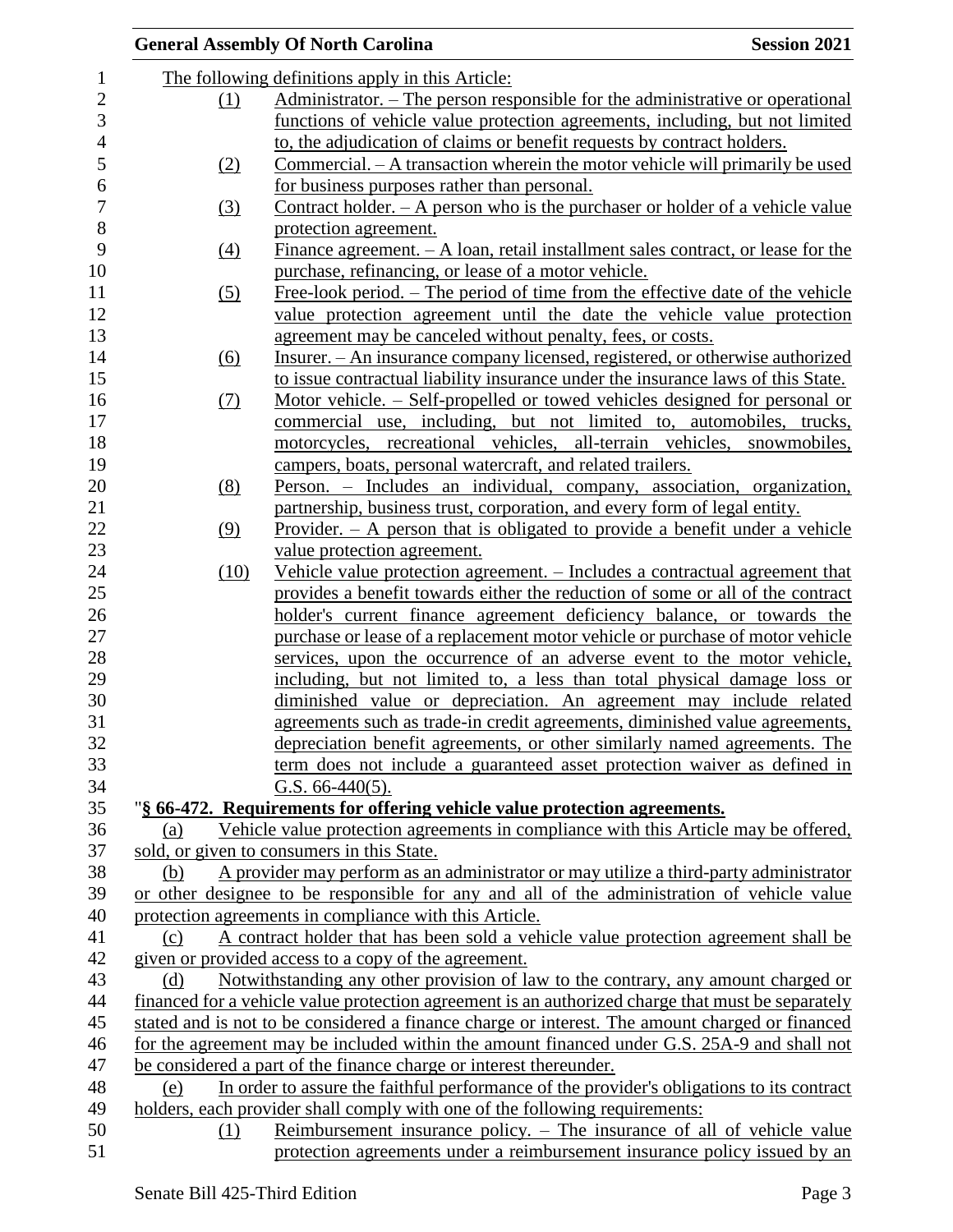The following definitions apply in this Article:

(1) Administrator. – The person responsible for the administrative or operational functions of vehicle value protection agreements, including, but not limited to, the adjudication of claims or benefit requests by contract holders.

(2) Commercial. – A transaction wherein the motor vehicle will primarily be used for business purposes rather than personal.

(3) Contract holder. – A person who is the purchaser or holder of a vehicle value protection agreement.

(4) Finance agreement. – A loan, retail installment sales contract, or lease for the purchase, refinancing, or lease of a motor vehicle.

(5) Free-look period. – The period of time from the effective date of the vehicle value protection agreement until the date the vehicle value protection agreement may be canceled without penalty, fees, or costs.

(6) Insurer. – An insurance company licensed, registered, or otherwise authorized to issue contractual liability insurance under the insurance laws of this State.

(7) Motor vehicle. – Self-propelled or towed vehicles designed for personal or commercial use, including, but not limited to, automobiles, trucks, motorcycles, recreational vehicles, all-terrain vehicles, snowmobiles, campers, boats, personal watercraft, and related trailers.

(8) Person. – Includes an individual, company, association, organization, partnership, business trust, corporation, and every form of legal entity.

(9) Provider. – A person that is obligated to provide a benefit under a vehicle value protection agreement.

(10) Vehicle value protection agreement. – Includes a contractual agreement that provides a benefit towards either the reduction of some or all of the contract holder's current finance agreement deficiency balance, or towards the purchase or lease of a replacement motor vehicle or purchase of motor vehicle services, upon the occurrence of an adverse event to the motor vehicle, including, but not limited to, a less than total physical damage loss or diminished value or depreciation. An agreement may include related agreements such as trade-in credit agreements, diminished value agreements, depreciation benefit agreements, or other similarly named agreements. The term does not include a guaranteed asset protection waiver as defined in G.S. 66-440(5).

"**§ 66-472. Requirements for offering vehicle value protection agreements.**

(a) Vehicle value protection agreements in compliance with this Article may be offered, sold, or given to consumers in this State.

(b) A provider may perform as an administrator or may utilize a third-party administrator or other designee to be responsible for any and all of the administration of vehicle value protection agreements in compliance with this Article.

(c) A contract holder that has been sold a vehicle value protection agreement shall be given or provided access to a copy of the agreement.

(d) Notwithstanding any other provision of law to the contrary, any amount charged or financed for a vehicle value protection agreement is an authorized charge that must be separately stated and is not to be considered a finance charge or interest. The amount charged or financed for the agreement may be included within the amount financed under G.S. 25A-9 and shall not be considered a part of the finance charge or interest thereunder.

(e) In order to assure the faithful performance of the provider's obligations to its contract holders, each provider shall comply with one of the following requirements:

(1) Reimbursement insurance policy. – The insurance of all of vehicle value protection agreements under a reimbursement insurance policy issued by an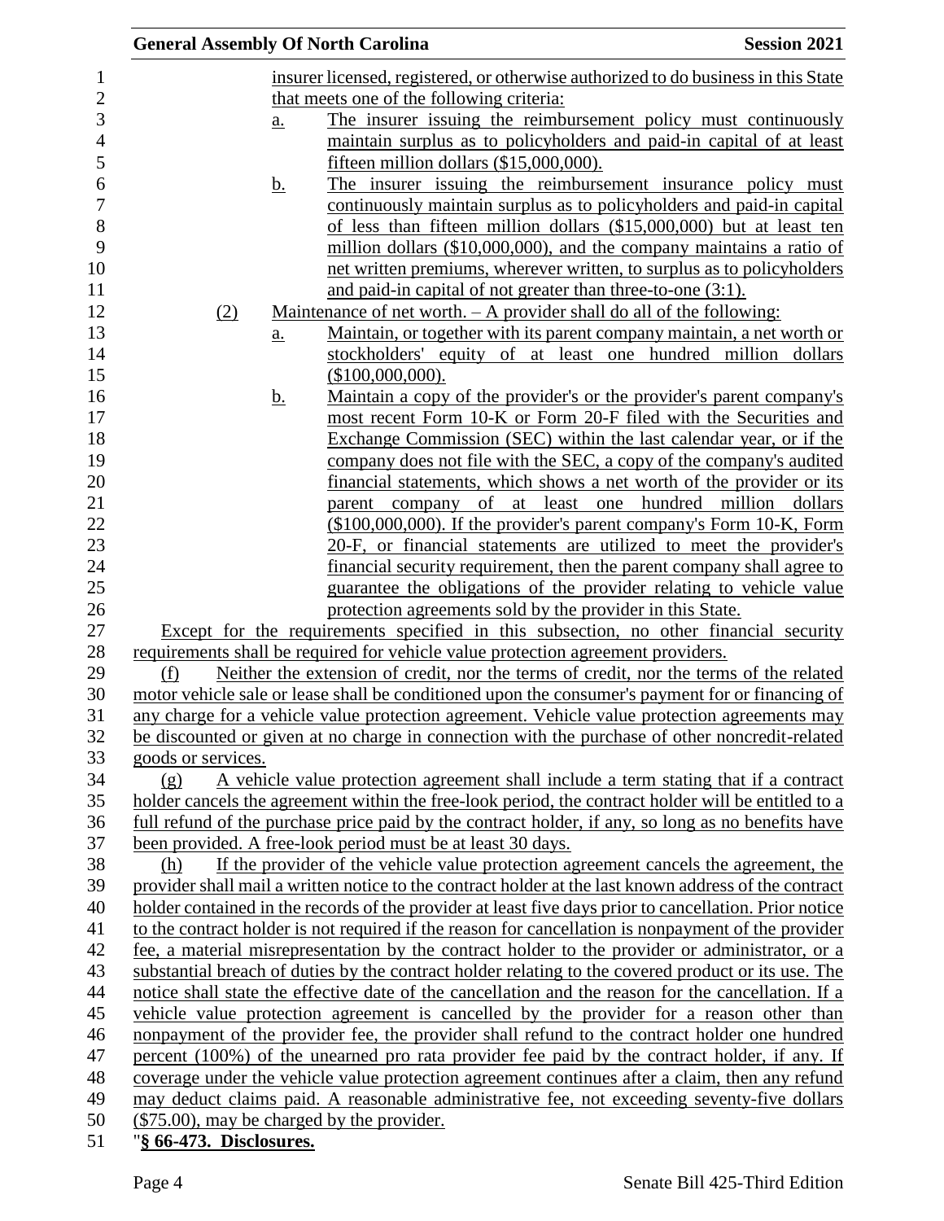insurer licensed, registered, or otherwise authorized to do business in this State that meets one of the following criteria:

a. The insurer issuing the reimbursement policy must continuously maintain surplus as to policyholders and paid-in capital of at least fifteen million dollars ($15,000,000).

b. The insurer issuing the reimbursement insurance policy must continuously maintain surplus as to policyholders and paid-in capital of less than fifteen million dollars ($15,000,000) but at least ten million dollars ($10,000,000), and the company maintains a ratio of net written premiums, wherever written, to surplus as to policyholders and paid-in capital of not greater than three-to-one (3:1).

(2) Maintenance of net worth. – A provider shall do all of the following:

a. Maintain, or together with its parent company maintain, a net worth or stockholders' equity of at least one hundred million dollars ($100,000,000).

b. Maintain a copy of the provider's or the provider's parent company's most recent Form 10-K or Form 20-F filed with the Securities and Exchange Commission (SEC) within the last calendar year, or if the company does not file with the SEC, a copy of the company's audited financial statements, which shows a net worth of the provider or its parent company of at least one hundred million dollars ($100,000,000). If the provider's parent company's Form 10-K, Form 20-F, or financial statements are utilized to meet the provider's financial security requirement, then the parent company shall agree to guarantee the obligations of the provider relating to vehicle value protection agreements sold by the provider in this State.

Except for the requirements specified in this subsection, no other financial security requirements shall be required for vehicle value protection agreement providers.

(f) Neither the extension of credit, nor the terms of credit, nor the terms of the related motor vehicle sale or lease shall be conditioned upon the consumer's payment for or financing of any charge for a vehicle value protection agreement. Vehicle value protection agreements may be discounted or given at no charge in connection with the purchase of other noncredit-related goods or services.

(g) A vehicle value protection agreement shall include a term stating that if a contract holder cancels the agreement within the free-look period, the contract holder will be entitled to a full refund of the purchase price paid by the contract holder, if any, so long as no benefits have been provided. A free-look period must be at least 30 days.

(h) If the provider of the vehicle value protection agreement cancels the agreement, the provider shall mail a written notice to the contract holder at the last known address of the contract holder contained in the records of the provider at least five days prior to cancellation. Prior notice to the contract holder is not required if the reason for cancellation is nonpayment of the provider fee, a material misrepresentation by the contract holder to the provider or administrator, or a substantial breach of duties by the contract holder relating to the covered product or its use. The notice shall state the effective date of the cancellation and the reason for the cancellation. If a vehicle value protection agreement is cancelled by the provider for a reason other than nonpayment of the provider fee, the provider shall refund to the contract holder one hundred percent (100%) of the unearned pro rata provider fee paid by the contract holder, if any. If coverage under the vehicle value protection agreement continues after a claim, then any refund may deduct claims paid. A reasonable administrative fee, not exceeding seventy-five dollars ($75.00), may be charged by the provider.

"**§ 66-473. Disclosures.**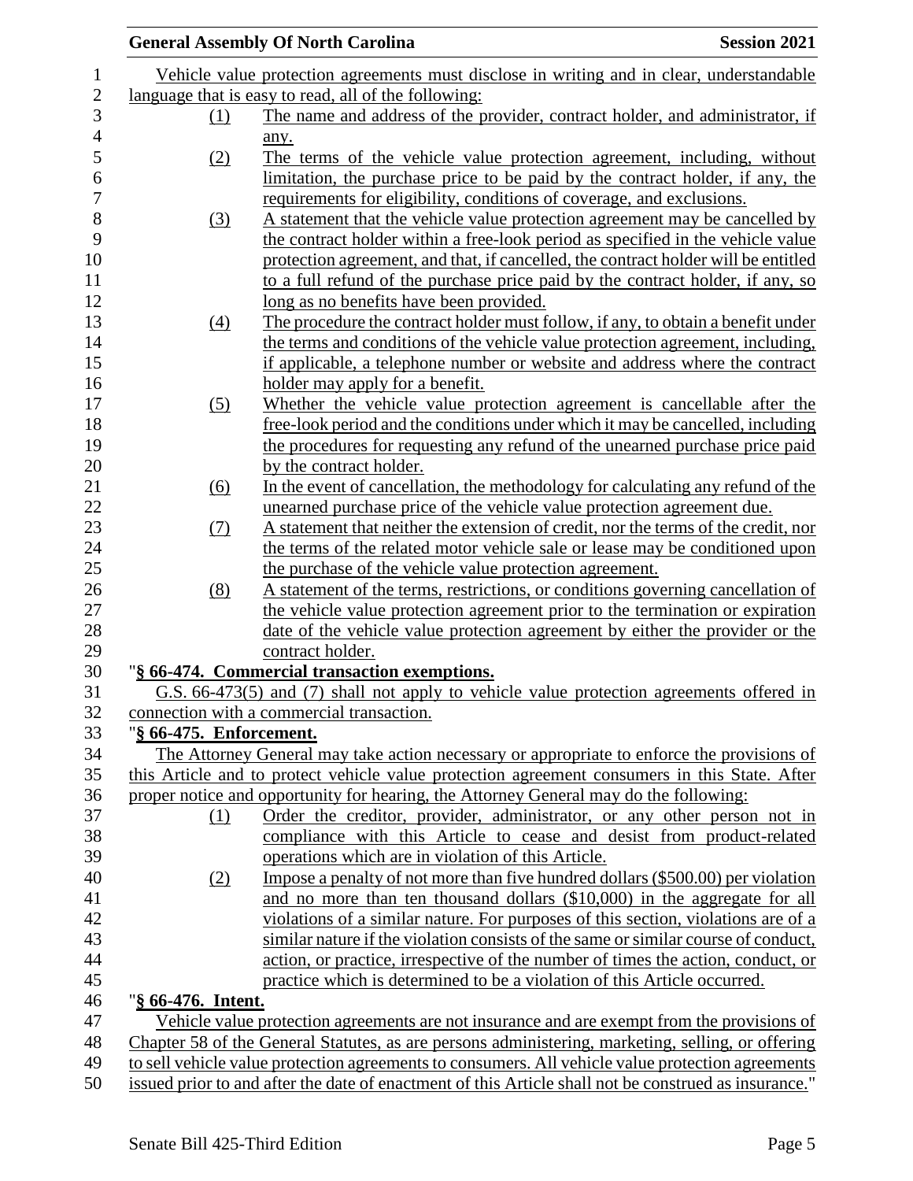Vehicle value protection agreements must disclose in writing and in clear, understandable language that is easy to read, all of the following:

(1) The name and address of the provider, contract holder, and administrator, if any.

(2) The terms of the vehicle value protection agreement, including, without limitation, the purchase price to be paid by the contract holder, if any, the requirements for eligibility, conditions of coverage, and exclusions.

(3) A statement that the vehicle value protection agreement may be cancelled by the contract holder within a free-look period as specified in the vehicle value protection agreement, and that, if cancelled, the contract holder will be entitled to a full refund of the purchase price paid by the contract holder, if any, so long as no benefits have been provided.

(4) The procedure the contract holder must follow, if any, to obtain a benefit under the terms and conditions of the vehicle value protection agreement, including, if applicable, a telephone number or website and address where the contract holder may apply for a benefit.

(5) Whether the vehicle value protection agreement is cancellable after the free-look period and the conditions under which it may be cancelled, including the procedures for requesting any refund of the unearned purchase price paid by the contract holder.

(6) In the event of cancellation, the methodology for calculating any refund of the unearned purchase price of the vehicle value protection agreement due.

(7) A statement that neither the extension of credit, nor the terms of the credit, nor the terms of the related motor vehicle sale or lease may be conditioned upon the purchase of the vehicle value protection agreement.

(8) A statement of the terms, restrictions, or conditions governing cancellation of the vehicle value protection agreement prior to the termination or expiration date of the vehicle value protection agreement by either the provider or the contract holder.

"**§ 66-474. Commercial transaction exemptions.**

G.S. 66-473(5) and (7) shall not apply to vehicle value protection agreements offered in connection with a commercial transaction.

"**§ 66-475. Enforcement.**

The Attorney General may take action necessary or appropriate to enforce the provisions of this Article and to protect vehicle value protection agreement consumers in this State. After proper notice and opportunity for hearing, the Attorney General may do the following:

(1) Order the creditor, provider, administrator, or any other person not in compliance with this Article to cease and desist from product-related operations which are in violation of this Article.

(2) Impose a penalty of not more than five hundred dollars ($500.00) per violation and no more than ten thousand dollars ($10,000) in the aggregate for all violations of a similar nature. For purposes of this section, violations are of a similar nature if the violation consists of the same or similar course of conduct, action, or practice, irrespective of the number of times the action, conduct, or practice which is determined to be a violation of this Article occurred.

"**§ 66-476. Intent.**

Vehicle value protection agreements are not insurance and are exempt from the provisions of Chapter 58 of the General Statutes, as are persons administering, marketing, selling, or offering to sell vehicle value protection agreements to consumers. All vehicle value protection agreements issued prior to and after the date of enactment of this Article shall not be construed as insurance."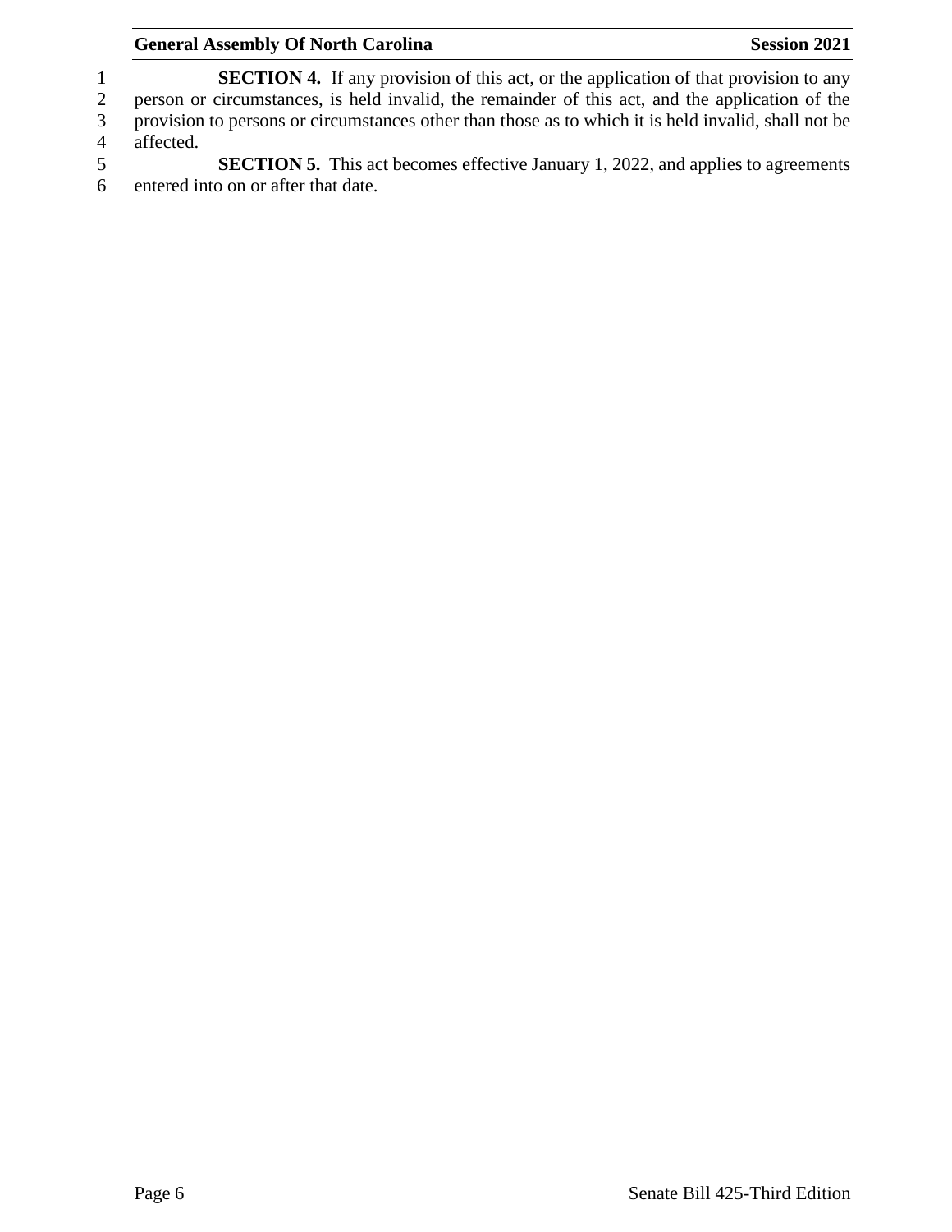**SECTION 4.** If any provision of this act, or the application of that provision to any person or circumstances, is held invalid, the remainder of this act, and the application of the provision to persons or circumstances other than those as to which it is held invalid, shall not be affected.

**SECTION 5.** This act becomes effective January 1, 2022, and applies to agreements entered into on or after that date.